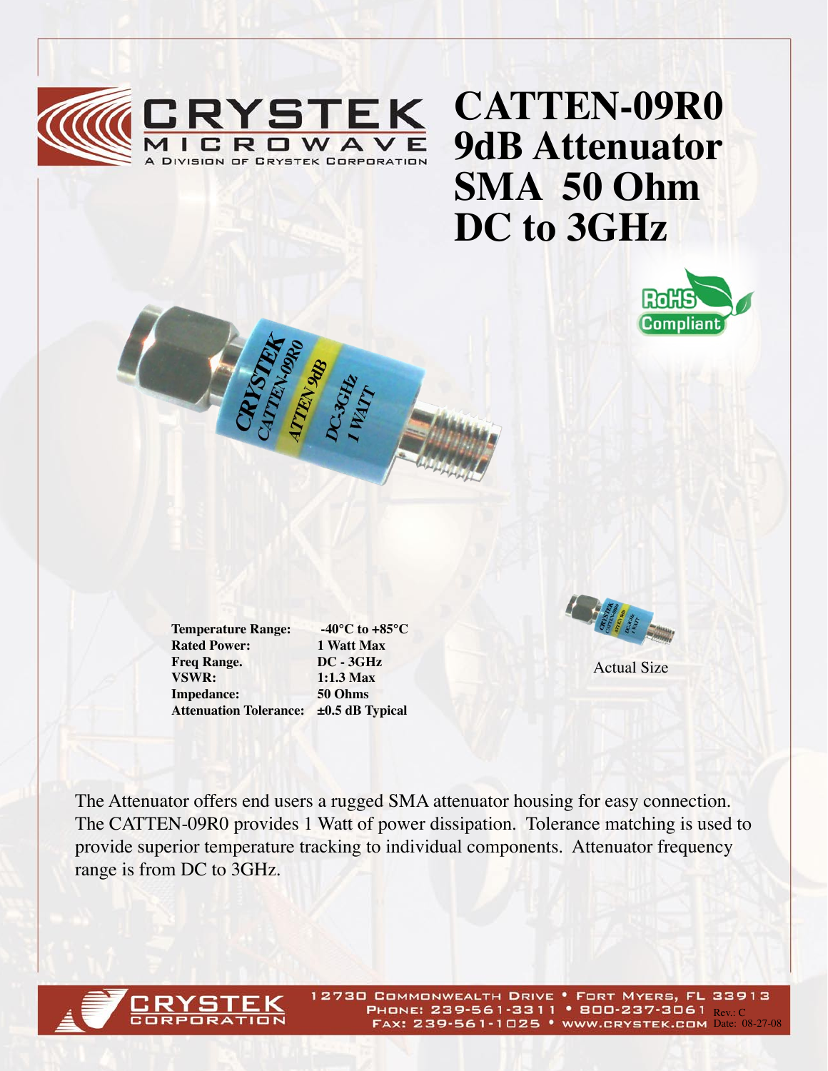CRYSTEK MICROWAVE
A DIVISION OF CRYSTEK CORPORATION

# CATTEN-09R0 9dB Attenuator SMA 50 Ohm DC to 3GHz

RoHS Compliant

| | |
|---|---|
| **Temperature Range:** | **-40°C to +85°C** |
| **Rated Power:** | **1 Watt Max** |
| **Freq Range.** | **DC - 3GHz** |
| **VSWR:** | **1:1.3 Max** |
| **Impedance:** | **50 Ohms** |
| **Attenuation Tolerance:** | **±0.5 dB Typical** |

Actual Size

The Attenuator offers end users a rugged SMA attenuator housing for easy connection. The CATTEN-09R0 provides 1 Watt of power dissipation. Tolerance matching is used to provide superior temperature tracking to individual components. Attenuator frequency range is from DC to 3GHz.

CRYSTEK CORPORATION
12730 Commonwealth Drive • Fort Myers, FL 33913
Phone: 239-561-3311 • 800-237-3061
Fax: 239-561-1025 • www.crystek.com

Rev.: C
Date: 08-27-08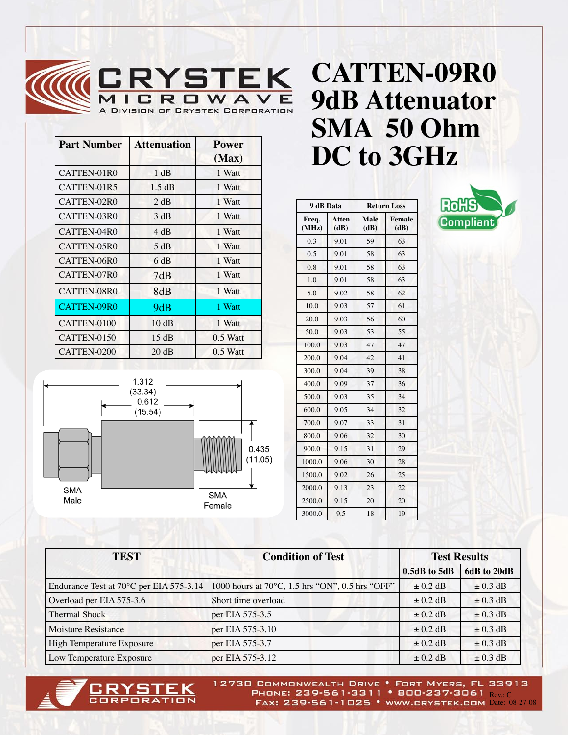# CRYSTEK MICROWAVE

A Division of Crystek Corporation

# CATTEN-09R0 9dB Attenuator SMA 50 Ohm DC to 3GHz

| Part Number | Attenuation | Power (Max) |
|---|---|---|
| CATTEN-01R0 | 1 dB | 1 Watt |
| CATTEN-01R5 | 1.5 dB | 1 Watt |
| CATTEN-02R0 | 2 dB | 1 Watt |
| CATTEN-03R0 | 3 dB | 1 Watt |
| CATTEN-04R0 | 4 dB | 1 Watt |
| CATTEN-05R0 | 5 dB | 1 Watt |
| CATTEN-06R0 | 6 dB | 1 Watt |
| CATTEN-07R0 | 7dB | 1 Watt |
| CATTEN-08R0 | 8dB | 1 Watt |
| CATTEN-09R0 | 9dB | 1 Watt |
| CATTEN-0100 | 10 dB | 1 Watt |
| CATTEN-0150 | 15 dB | 0.5 Watt |
| CATTEN-0200 | 20 dB | 0.5 Watt |

1.312 (33.34)

0.612 (15.54)

0.435 (11.05)

SMA Male

SMA Female

RoHS Compliant

| 9 dB Data | | Return Loss | |
|---|---|---|---|
| Freq. (MHz) | Atten (dB) | Male (dB) | Female (dB) |
| 0.3 | 9.01 | 59 | 63 |
| 0.5 | 9.01 | 58 | 63 |
| 0.8 | 9.01 | 58 | 63 |
| 1.0 | 9.01 | 58 | 63 |
| 5.0 | 9.02 | 58 | 62 |
| 10.0 | 9.03 | 57 | 61 |
| 20.0 | 9.03 | 56 | 60 |
| 50.0 | 9.03 | 53 | 55 |
| 100.0 | 9.03 | 47 | 47 |
| 200.0 | 9.04 | 42 | 41 |
| 300.0 | 9.04 | 39 | 38 |
| 400.0 | 9.09 | 37 | 36 |
| 500.0 | 9.03 | 35 | 34 |
| 600.0 | 9.05 | 34 | 32 |
| 700.0 | 9.07 | 33 | 31 |
| 800.0 | 9.06 | 32 | 30 |
| 900.0 | 9.15 | 31 | 29 |
| 1000.0 | 9.06 | 30 | 28 |
| 1500.0 | 9.02 | 26 | 25 |
| 2000.0 | 9.13 | 23 | 22 |
| 2500.0 | 9.15 | 20 | 20 |
| 3000.0 | 9.5 | 18 | 19 |

| TEST | Condition of Test | Test Results | |
|---|---|---|---|
| | | 0.5dB to 5dB | 6dB to 20dB |
| Endurance Test at 70°C per EIA 575-3.14 | 1000 hours at 70°C, 1.5 hrs "ON", 0.5 hrs "OFF" | ± 0.2 dB | ± 0.3 dB |
| Overload per EIA 575-3.6 | Short time overload | ± 0.2 dB | ± 0.3 dB |
| Thermal Shock | per EIA 575-3.5 | ± 0.2 dB | ± 0.3 dB |
| Moisture Resistance | per EIA 575-3.10 | ± 0.2 dB | ± 0.3 dB |
| High Temperature Exposure | per EIA 575-3.7 | ± 0.2 dB | ± 0.3 dB |
| Low Temperature Exposure | per EIA 575-3.12 | ± 0.2 dB | ± 0.3 dB |

CRYSTEK CORPORATION

12730 Commonwealth Drive • Fort Myers, FL 33913
Phone: 239-561-3311 • 800-237-3061
Fax: 239-561-1025 • www.crystek.com

Rev.: C
Date: 08-27-08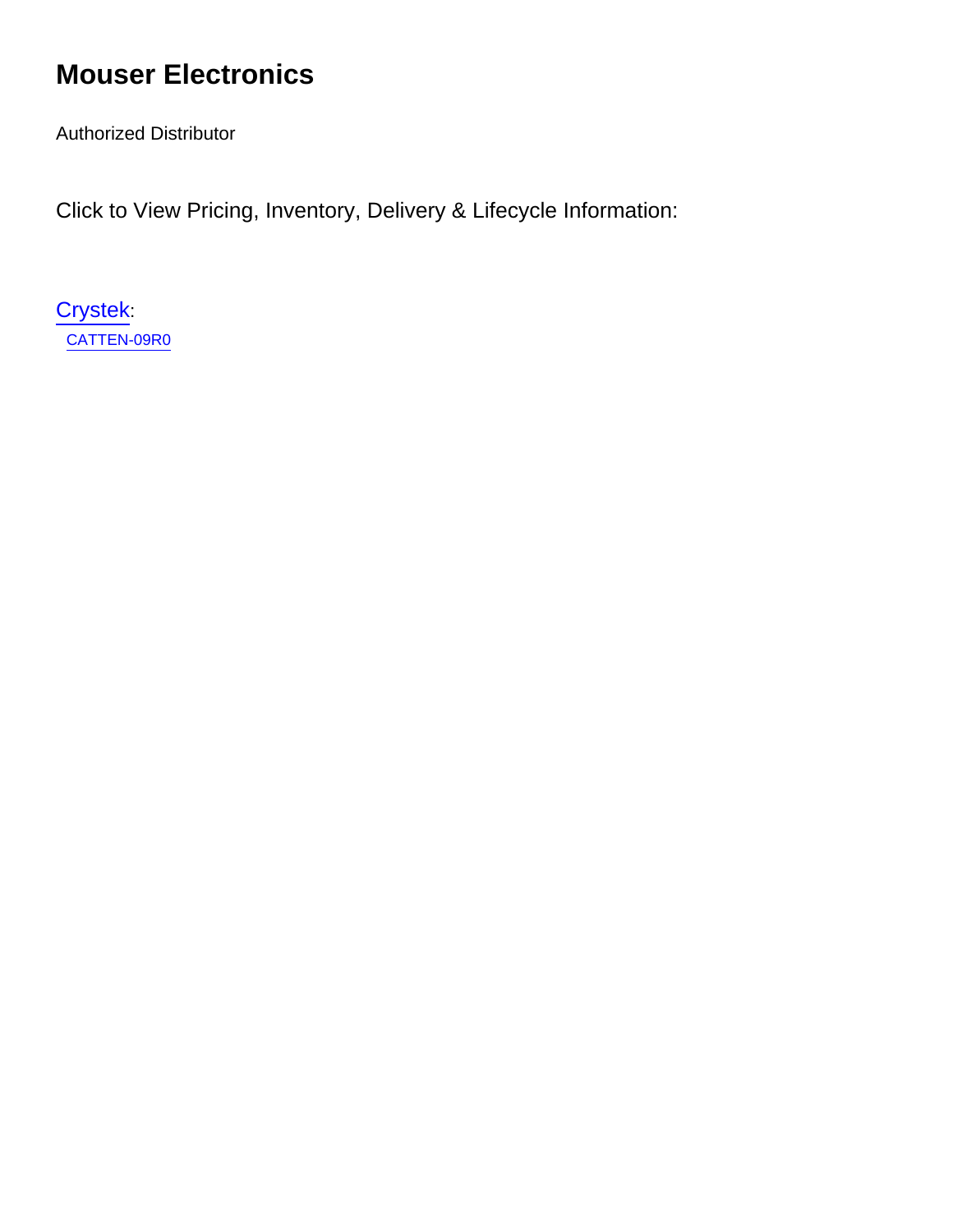# Mouser Electronics

Authorized Distributor

Click to View Pricing, Inventory, Delivery & Lifecycle Information:

Crystek:

CATTEN-09R0